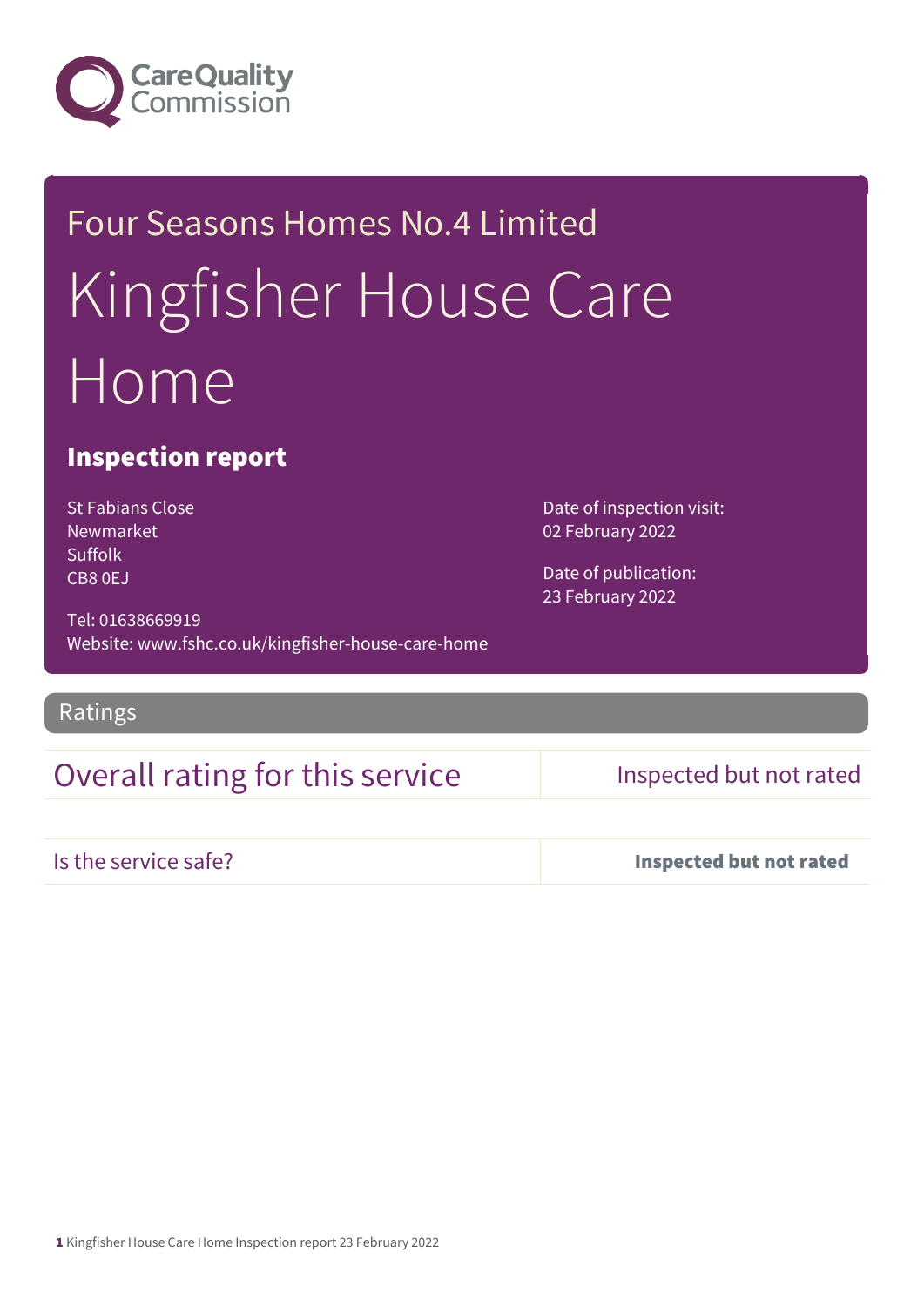Four Seasons Homes No.4 Limited

# Kingfisher House Care Home

## Inspection report

St Fabians Close
Newmarket
Suffolk
CB8 0EJ

Tel: 01638669919
Website: www.fshc.co.uk/kingfisher-house-care-home

Date of inspection visit:
02 February 2022

Date of publication:
23 February 2022

## Ratings

| Overall rating for this service | Inspected but not rated |
| --- | --- |
| Is the service safe? | **Inspected but not rated** |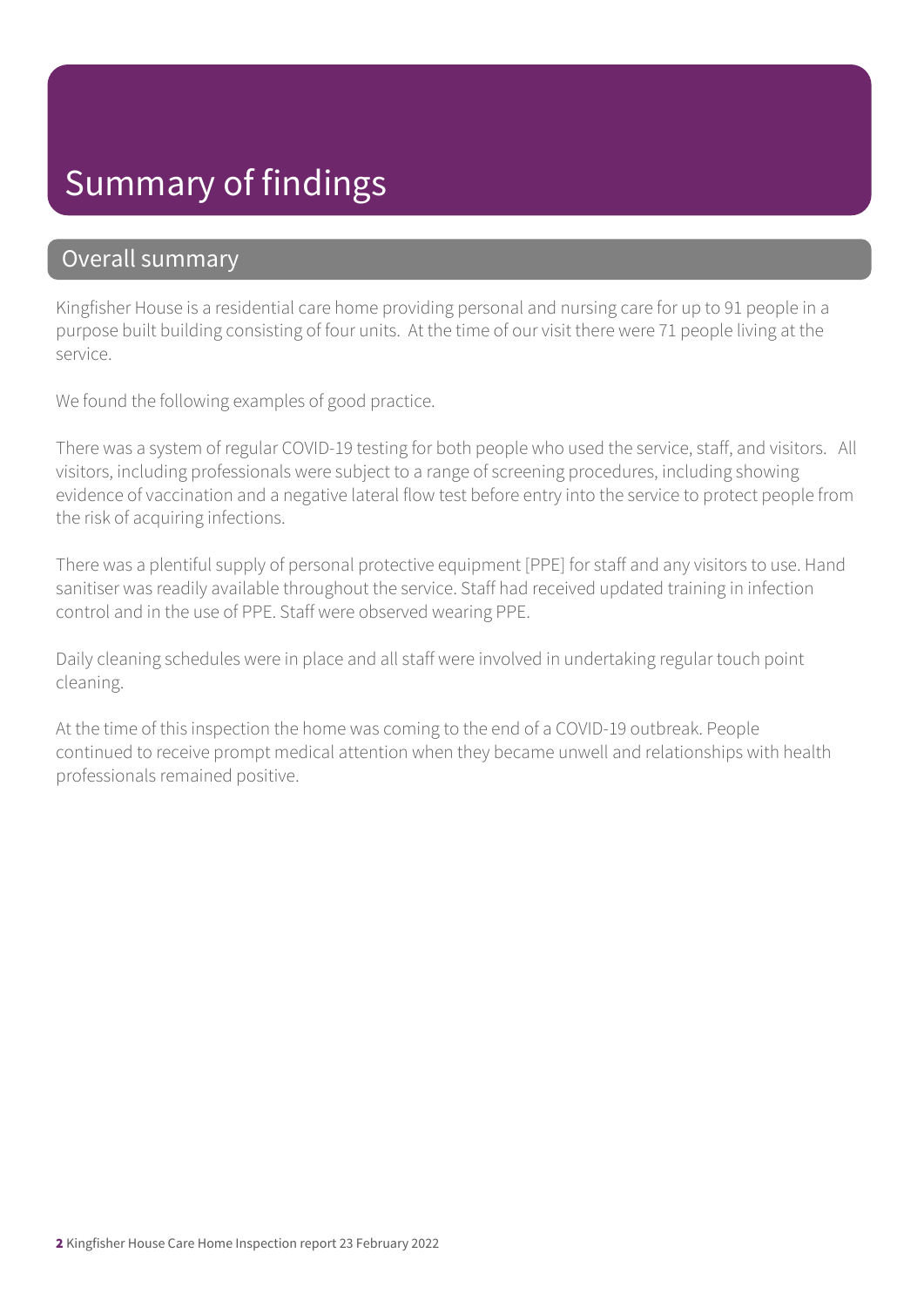# Summary of findings

## Overall summary

Kingfisher House is a residential care home providing personal and nursing care for up to 91 people in a purpose built building consisting of four units. At the time of our visit there were 71 people living at the service.

We found the following examples of good practice.

There was a system of regular COVID-19 testing for both people who used the service, staff, and visitors. All visitors, including professionals were subject to a range of screening procedures, including showing evidence of vaccination and a negative lateral flow test before entry into the service to protect people from the risk of acquiring infections.

There was a plentiful supply of personal protective equipment [PPE] for staff and any visitors to use. Hand sanitiser was readily available throughout the service. Staff had received updated training in infection control and in the use of PPE. Staff were observed wearing PPE.

Daily cleaning schedules were in place and all staff were involved in undertaking regular touch point cleaning.

At the time of this inspection the home was coming to the end of a COVID-19 outbreak. People continued to receive prompt medical attention when they became unwell and relationships with health professionals remained positive.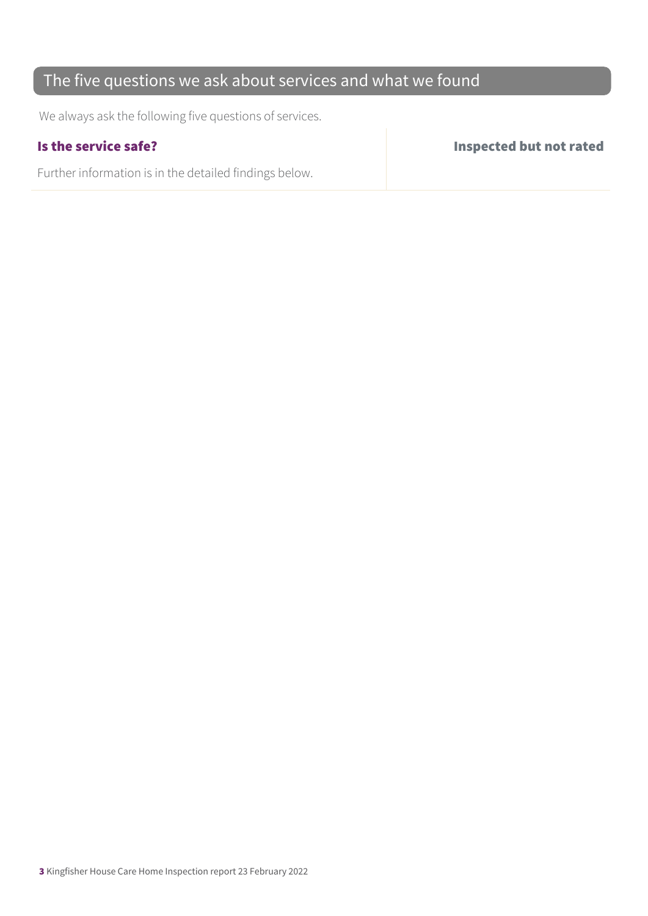## The five questions we ask about services and what we found

We always ask the following five questions of services.

| **Is the service safe?** | **Inspected but not rated** |
|---|---|
| Further information is in the detailed findings below. | |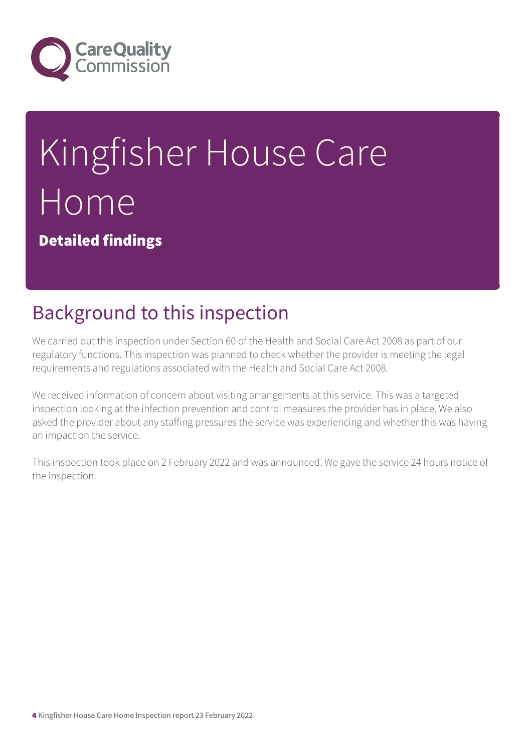# Kingfisher House Care Home

**Detailed findings**

## Background to this inspection

We carried out this inspection under Section 60 of the Health and Social Care Act 2008 as part of our regulatory functions. This inspection was planned to check whether the provider is meeting the legal requirements and regulations associated with the Health and Social Care Act 2008.

We received information of concern about visiting arrangements at this service. This was a targeted inspection looking at the infection prevention and control measures the provider has in place. We also asked the provider about any staffing pressures the service was experiencing and whether this was having an impact on the service.

This inspection took place on 2 February 2022 and was announced. We gave the service 24 hours notice of the inspection.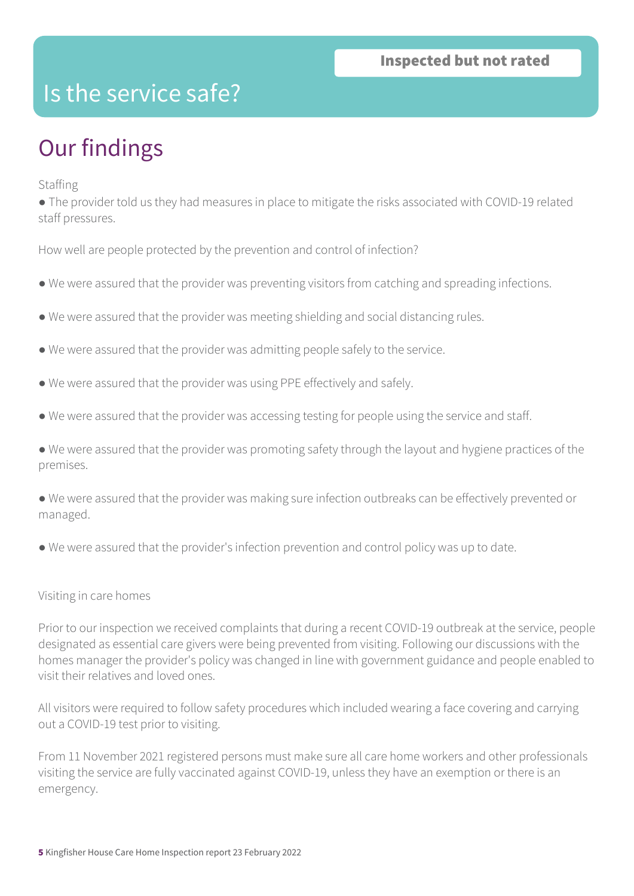# Is the service safe?

**Inspected but not rated**

## Our findings

Staffing

- The provider told us they had measures in place to mitigate the risks associated with COVID-19 related staff pressures.

How well are people protected by the prevention and control of infection?

- We were assured that the provider was preventing visitors from catching and spreading infections.
- We were assured that the provider was meeting shielding and social distancing rules.
- We were assured that the provider was admitting people safely to the service.
- We were assured that the provider was using PPE effectively and safely.
- We were assured that the provider was accessing testing for people using the service and staff.
- We were assured that the provider was promoting safety through the layout and hygiene practices of the premises.
- We were assured that the provider was making sure infection outbreaks can be effectively prevented or managed.
- We were assured that the provider's infection prevention and control policy was up to date.

Visiting in care homes

Prior to our inspection we received complaints that during a recent COVID-19 outbreak at the service, people designated as essential care givers were being prevented from visiting. Following our discussions with the homes manager the provider's policy was changed in line with government guidance and people enabled to visit their relatives and loved ones.

All visitors were required to follow safety procedures which included wearing a face covering and carrying out a COVID-19 test prior to visiting.

From 11 November 2021 registered persons must make sure all care home workers and other professionals visiting the service are fully vaccinated against COVID-19, unless they have an exemption or there is an emergency.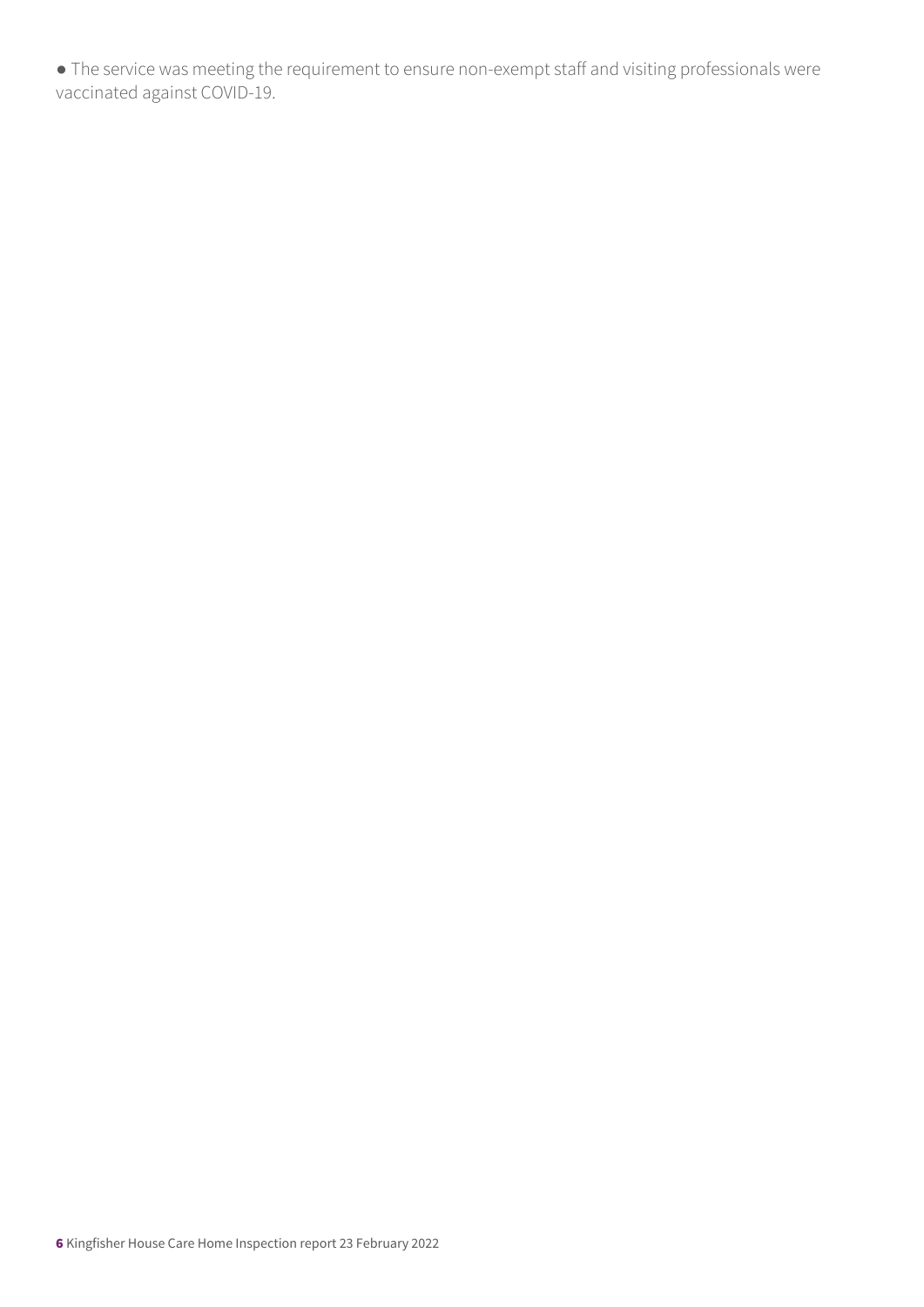- The service was meeting the requirement to ensure non-exempt staff and visiting professionals were vaccinated against COVID-19.